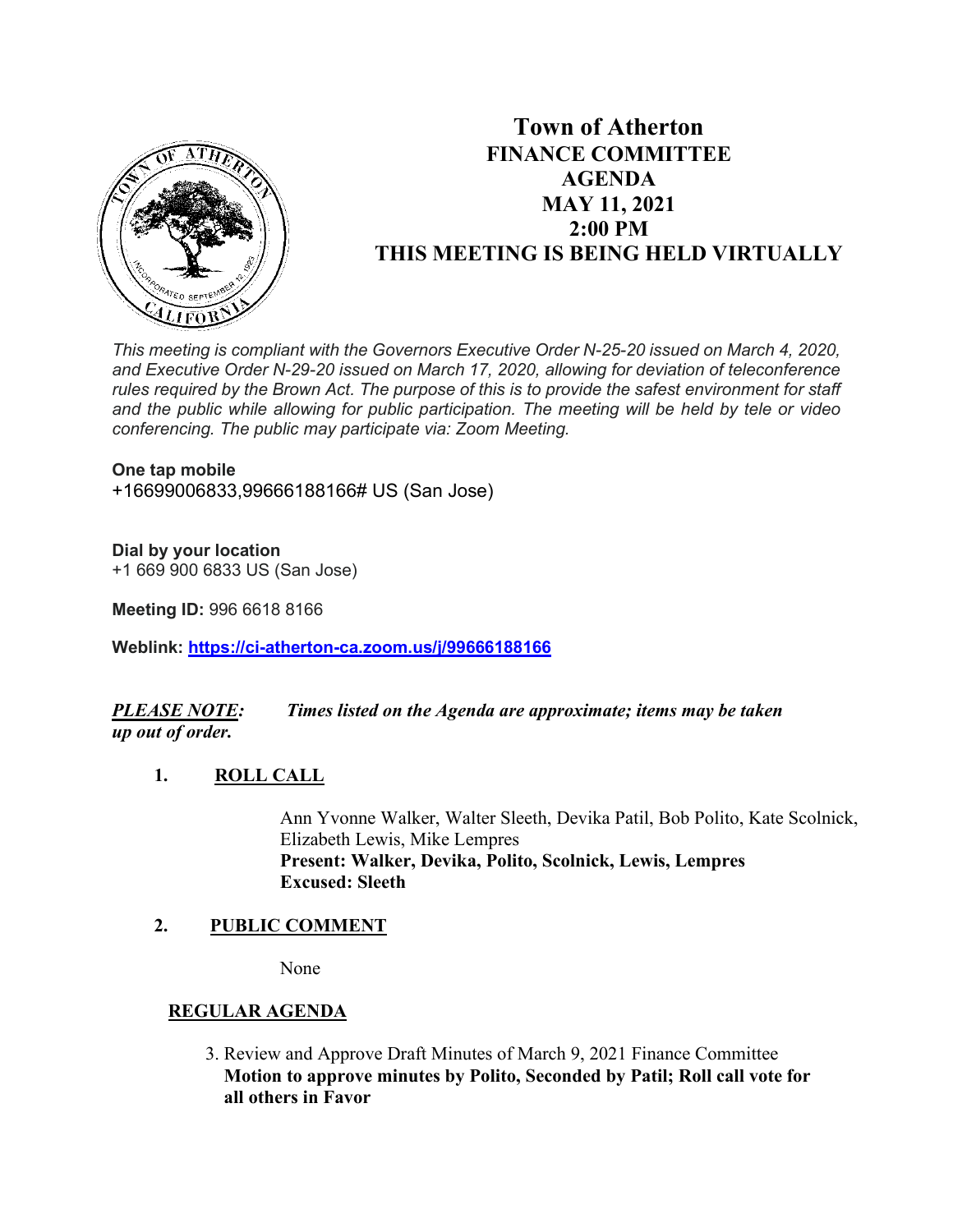# Town of Atherton
## FINANCE COMMITTEE
## AGENDA
## MAY 11, 2021
## 2:00 PM
## THIS MEETING IS BEING HELD VIRTUALLY

*This meeting is compliant with the Governors Executive Order N-25-20 issued on March 4, 2020, and Executive Order N-29-20 issued on March 17, 2020, allowing for deviation of teleconference rules required by the Brown Act. The purpose of this is to provide the safest environment for staff and the public while allowing for public participation. The meeting will be held by tele or video conferencing. The public may participate via: Zoom Meeting.*

**One tap mobile**
+16699006833,99666188166# US (San Jose)

**Dial by your location**
+1 669 900 6833 US (San Jose)

**Meeting ID:** 996 6618 8166

**Weblink:** **https://ci-atherton-ca.zoom.us/j/99666188166**

***PLEASE NOTE:*** ***Times listed on the Agenda are approximate; items may be taken up out of order.***

**1. ROLL CALL**

Ann Yvonne Walker, Walter Sleeth, Devika Patil, Bob Polito, Kate Scolnick, Elizabeth Lewis, Mike Lempres
**Present: Walker, Devika, Polito, Scolnick, Lewis, Lempres**
**Excused: Sleeth**

**2. PUBLIC COMMENT**

None

**REGULAR AGENDA**

3. Review and Approve Draft Minutes of March 9, 2021 Finance Committee
**Motion to approve minutes by Polito, Seconded by Patil; Roll call vote for all others in Favor**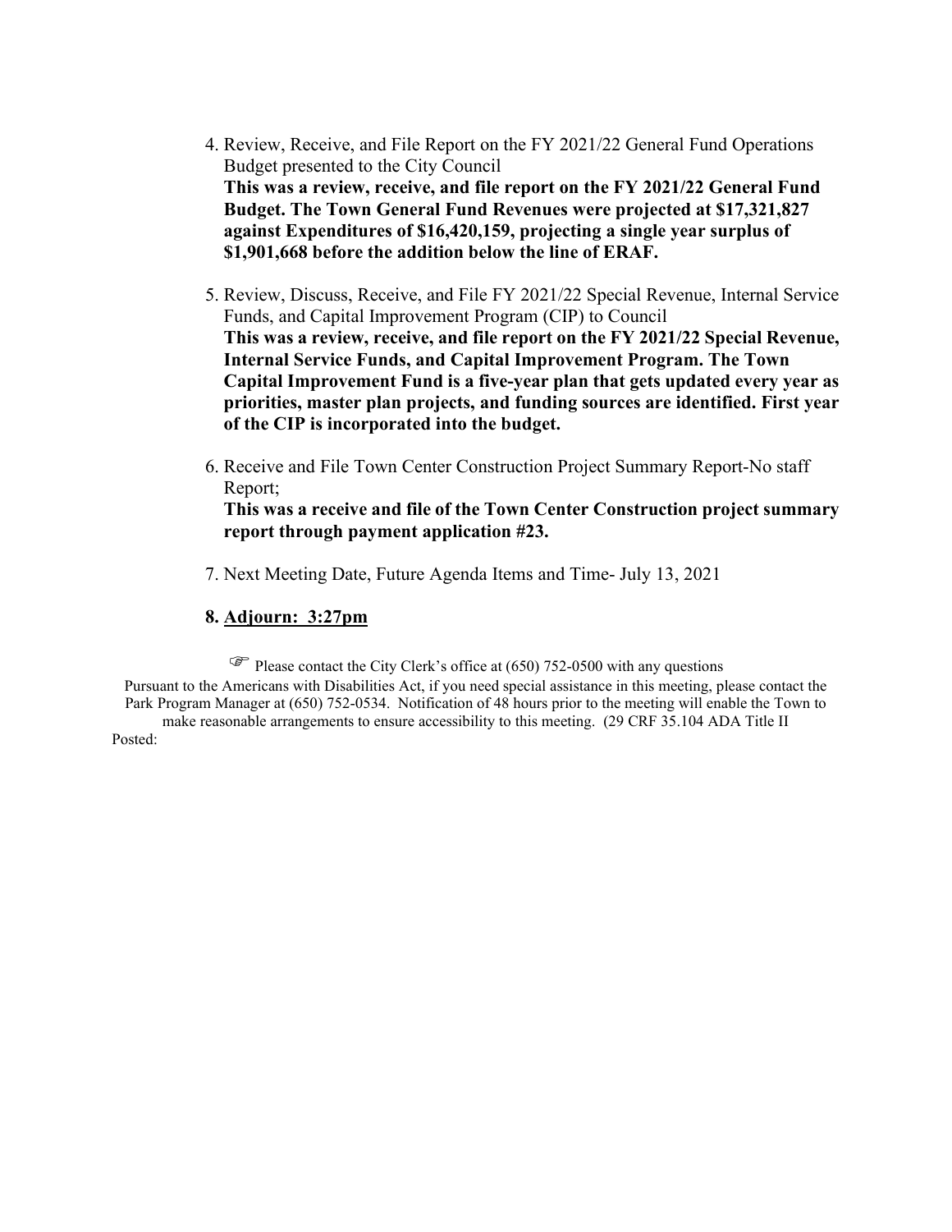4. Review, Receive, and File Report on the FY 2021/22 General Fund Operations Budget presented to the City Council
   **This was a review, receive, and file report on the FY 2021/22 General Fund Budget. The Town General Fund Revenues were projected at $17,321,827 against Expenditures of $16,420,159, projecting a single year surplus of $1,901,668 before the addition below the line of ERAF.**

5. Review, Discuss, Receive, and File FY 2021/22 Special Revenue, Internal Service Funds, and Capital Improvement Program (CIP) to Council
   **This was a review, receive, and file report on the FY 2021/22 Special Revenue, Internal Service Funds, and Capital Improvement Program. The Town Capital Improvement Fund is a five-year plan that gets updated every year as priorities, master plan projects, and funding sources are identified. First year of the CIP is incorporated into the budget.**

6. Receive and File Town Center Construction Project Summary Report-No staff Report;
   **This was a receive and file of the Town Center Construction project summary report through payment application #23.**

7. Next Meeting Date, Future Agenda Items and Time- July 13, 2021

**8. Adjourn: 3:27pm**

☞ Please contact the City Clerk's office at (650) 752-0500 with any questions

Pursuant to the Americans with Disabilities Act, if you need special assistance in this meeting, please contact the Park Program Manager at (650) 752-0534. Notification of 48 hours prior to the meeting will enable the Town to make reasonable arrangements to ensure accessibility to this meeting. (29 CRF 35.104 ADA Title II

Posted: